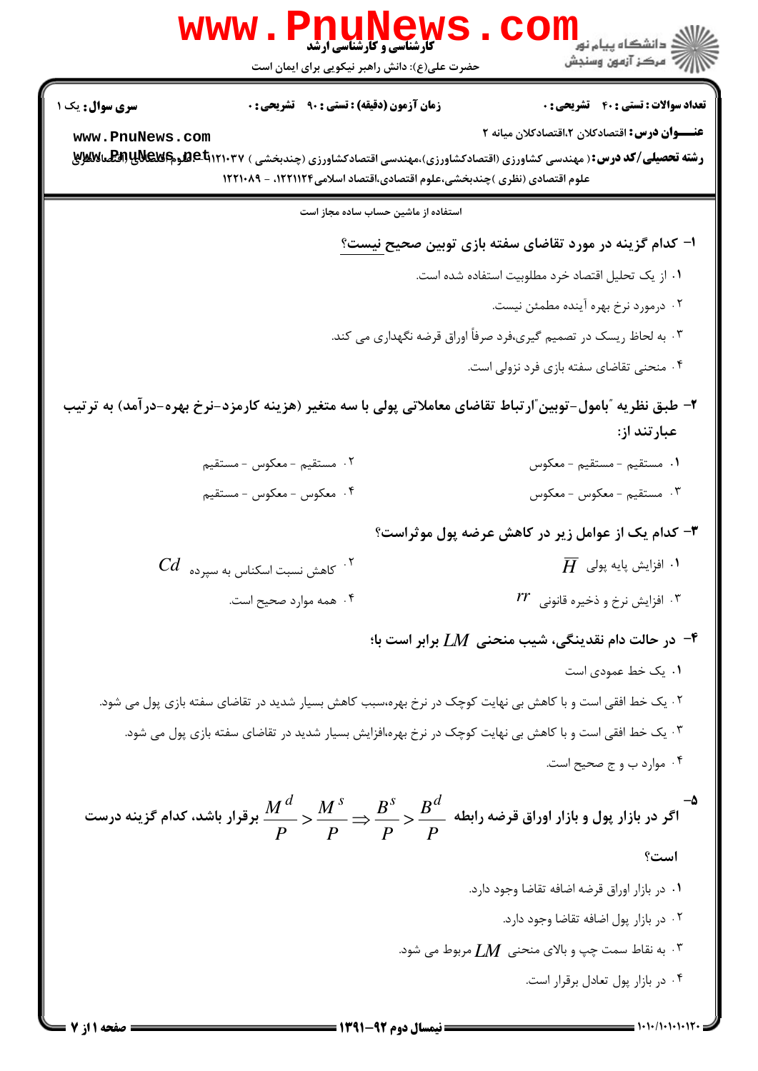**تعداد سوالات : تستی : ۴۰ تشریحی : ۰**　　**زمان آزمون (دقیقه) : تستی : ۹۰ تشریحی : ۰**　　**سری سوال : یک ۱**

**عنـــوان درس :** اقتصادکلان ۲،اقتصادکلان میانه ۲

**رشته تحصیلی/کد درس :** ( مهندسی کشاورزی (اقتصادکشاورزی)،مهندسی اقتصادکشاورزی (چندبخشی ) ۱۱۲۱۰۳۷ - علوم اقتصادی (اقتصادنظری) ،علوم اقتصادی (نظری )چندبخشی،علوم اقتصادی،اقتصاد اسلامی۱۲۲۱۱۲۴، - ۱۲۲۱۰۸۹

استفاده از ماشین حساب ساده مجاز است

۱- کدام گزینه در مورد تقاضای سفته بازی توبین صحیح نیست؟

۱. از یک تحلیل اقتصاد خرد مطلوبیت استفاده شده است.

۲. درمورد نرخ بهره آینده مطمئن نیست.

۳. به لحاظ ریسک در تصمیم گیری،فرد صرفاً اوراق قرضه نگهداری می کند.

۴. منحنی تقاضای سفته بازی فرد نزولی است.

۲- طبق نظریه "بامول-توبین"ارتباط تقاضای معاملاتی پولی با سه متغیر (هزینه کارمزد-نرخ بهره-درآمد) به ترتیب عبارتند از:

۱. مستقیم - مستقیم - معکوس

۲. مستقیم - معکوس - مستقیم

۳. مستقیم - معکوس - معکوس

۴. معکوس - معکوس - مستقیم

۳- کدام یک از عوامل زیر در کاهش عرضه پول موثراست؟

۱. افزایش پایه پولی $\overline{H}$

۲. کاهش نسبت اسکناس به سپرده $Cd$

۳. افزایش نرخ و ذخیره قانونی $rr$

۴. همه موارد صحیح است.

۴- در حالت دام نقدینگی، شیب منحنی $LM$ برابر است با؛

۱. یک خط عمودی است

۲. یک خط افقی است و با کاهش بی نهایت کوچک در نرخ بهره،سبب کاهش بسیار شدید در تقاضای سفته بازی پول می شود.

۳. یک خط افقی است و با کاهش بی نهایت کوچک در نرخ بهره،افزایش بسیار شدید در تقاضای سفته بازی پول می شود.

۴. موارد ب و ج صحیح است.

۵- اگر در بازار پول و بازار اوراق قرضه رابطه $\frac{M^d}{P} > \frac{M^s}{P} \Rightarrow \frac{B^s}{P} > \frac{B^d}{P}$ برقرار باشد، کدام گزینه درست است؟

۱. در بازار اوراق قرضه اضافه تقاضا وجود دارد.

۲. در بازار پول اضافه تقاضا وجود دارد.

۳. به نقاط سمت چپ و بالای منحنی $LM$ مربوط می شود.

۴. در بازار پول تعادل برقرار است.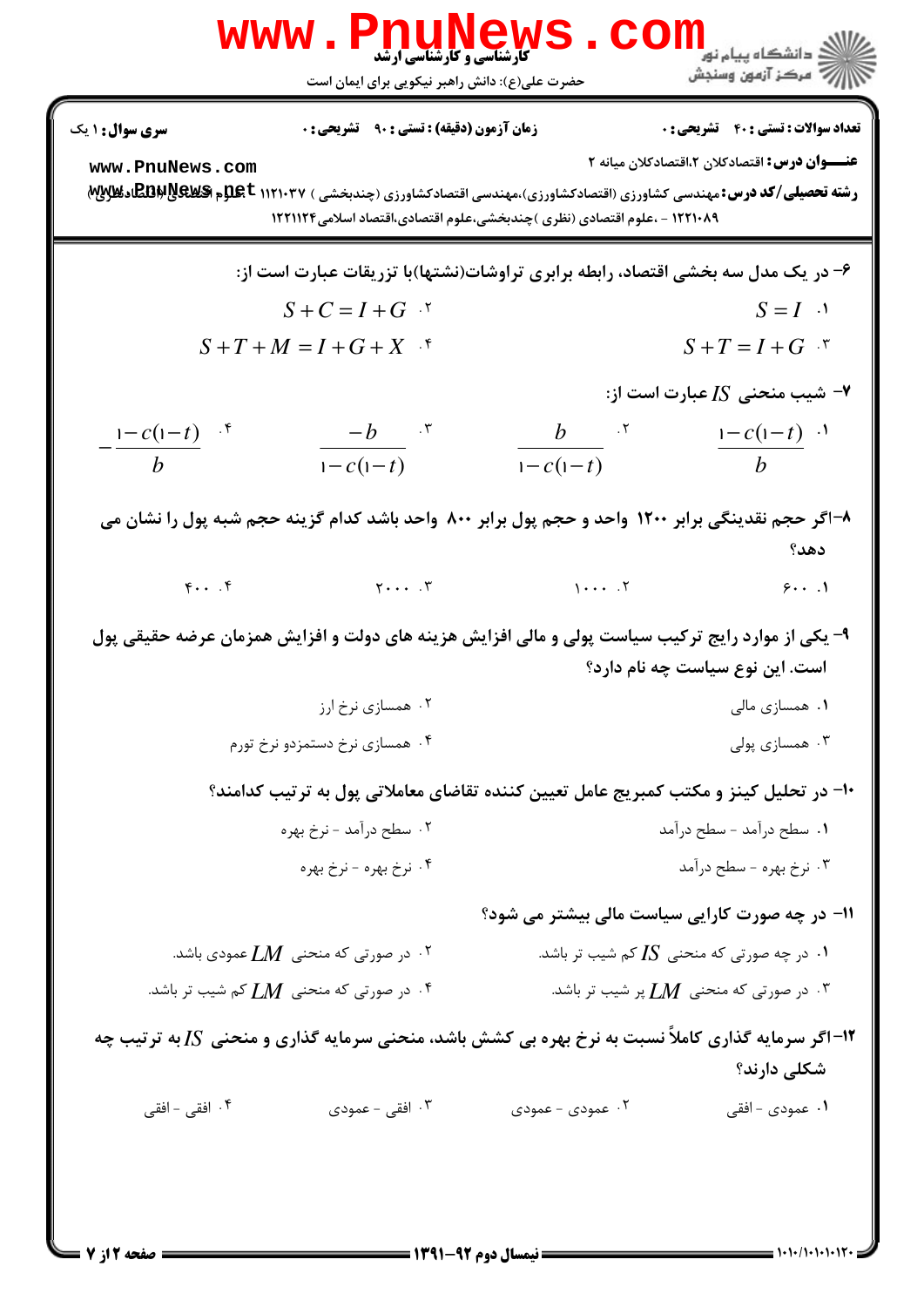۶- در یک مدل سه بخشی اقتصاد، رابطه برابری تراوشات(نشتها)با تزریقات عبارت است از:

۱. $S = I$

۲. $S + C = I + G$

۳. $S + T = I + G$

۴. $S + T + M = I + G + X$

۷- شیب منحنی $IS$ عبارت است از:

۱. $\frac{1-c(1-t)}{b}$

۲. $\frac{b}{1-c(1-t)}$

۳. $\frac{-b}{1-c(1-t)}$

۴. $-\frac{1-c(1-t)}{b}$

۸-اگر حجم نقدینگی برابر ۱۲۰۰ واحد و حجم پول برابر ۸۰۰ واحد باشد کدام گزینه حجم شبه پول را نشان می دهد؟

۱. ۶۰۰

۲. ۱۰۰۰

۳. ۲۰۰۰

۴. ۴۰۰

۹- یکی از موارد رایج ترکیب سیاست پولی و مالی افزایش هزینه های دولت و افزایش همزمان عرضه حقیقی پول است. این نوع سیاست چه نام دارد؟

۱. همسازی مالی

۲. همسازی نرخ ارز

۳. همسازی پولی

۴. همسازی نرخ دستمزدو نرخ تورم

۱۰- در تحلیل کینز و مکتب کمبریج عامل تعیین کننده تقاضای معاملاتی پول به ترتیب کدامند؟

۱. سطح درآمد - سطح درآمد

۲. سطح درآمد - نرخ بهره

۳. نرخ بهره - سطح درآمد

۴. نرخ بهره - نرخ بهره

۱۱- در چه صورت کارایی سیاست مالی بیشتر می شود؟

۱. در چه صورتی که منحنی $IS$ کم شیب تر باشد.

۲. در صورتی که منحنی $LM$ عمودی باشد.

۳. در صورتی که منحنی $LM$ پر شیب تر باشد.

۴. در صورتی که منحنی $LM$ کم شیب تر باشد.

۱۲-اگر سرمایه گذاری کاملاً نسبت به نرخ بهره بی کشش باشد، منحنی سرمایه گذاری و منحنی $IS$ به ترتیب چه شکلی دارند؟

۱. عمودی - افقی

۲. عمودی - عمودی

۳. افقی - عمودی

۴. افقی - افقی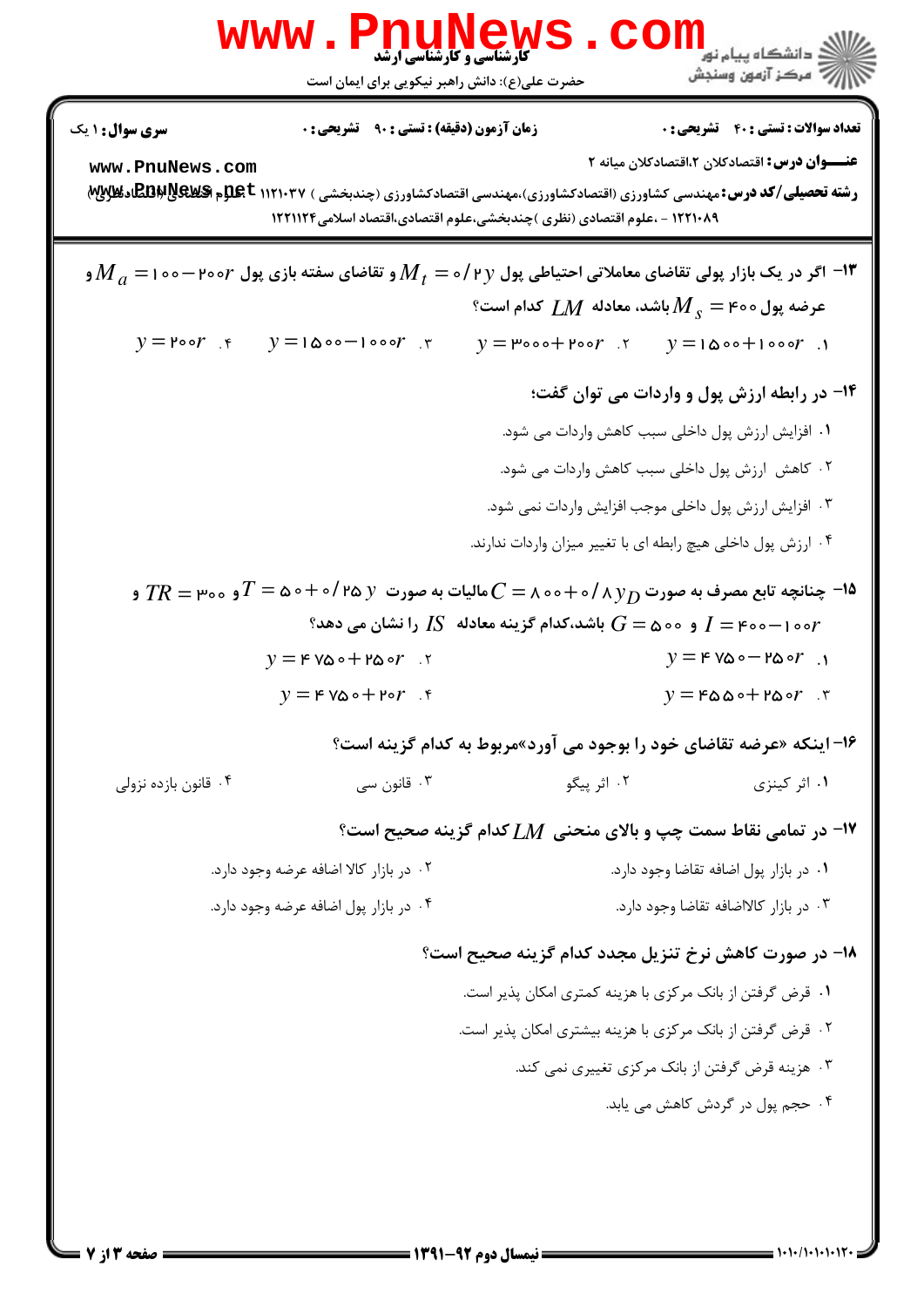۱۳- اگر در یک بازار پولی تقاضای معاملاتی احتیاطی پول $M_t = ۰/۲y$ و تقاضای سفته بازی پول $M_a = ۱۰۰ - ۲۰۰r$ و عرضه پول $M_s = ۴۰۰$ باشد، معادله $LM$ کدام است؟

۱. $y = ۱۵۰۰ + ۱۰۰۰r$
۲. $y = ۳۰۰۰ + ۲۰۰r$
۳. $y = ۱۵۰۰ - ۱۰۰۰r$
۴. $y = ۲۰۰r$

۱۴- در رابطه ارزش پول و واردات می توان گفت؛

۱. افزایش ارزش پول داخلی سبب کاهش واردات می شود.
۲. کاهش ارزش پول داخلی سبب کاهش واردات می شود.
۳. افزایش ارزش پول داخلی موجب افزایش واردات نمی شود.
۴. ارزش پول داخلی هیچ رابطه ای با تغییر میزان واردات ندارند.

۱۵- چنانچه تابع مصرف به صورت $C = ۸۰۰ + ۰/۸y_D$ مالیات به صورت $T = ۵۰ + ۰/۲۵y$ و $TR = ۳۰۰$ و $I = ۴۰۰ - ۱۰۰r$ و $G = ۵۰۰$ باشد، کدام گزینه معادله $IS$ را نشان می دهد؟

۱. $y = ۴۷۵۰ - ۲۵۰r$
۲. $y = ۴۷۵۰ + ۲۵۰r$
۳. $y = ۴۵۵۰ + ۲۵۰r$
۴. $y = ۴۷۵۰ + ۲۰r$

۱۶- اینکه «عرضه تقاضای خود را بوجود می آورد» مربوط به کدام گزینه است؟

۱. اثر کینزی
۲. اثر پیگو
۳. قانون سی
۴. قانون بازده نزولی

۱۷- در تمامی نقاط سمت چپ و بالای منحنی $LM$ کدام گزینه صحیح است؟

۱. در بازار پول اضافه تقاضا وجود دارد.
۲. در بازار کالا اضافه عرضه وجود دارد.
۳. در بازار کالااضافه تقاضا وجود دارد.
۴. در بازار پول اضافه عرضه وجود دارد.

۱۸- در صورت کاهش نرخ تنزیل مجدد کدام گزینه صحیح است؟

۱. قرض گرفتن از بانک مرکزی با هزینه کمتری امکان پذیر است.
۲. قرض گرفتن از بانک مرکزی با هزینه بیشتری امکان پذیر است.
۳. هزینه قرض گرفتن از بانک مرکزی تغییری نمی کند.
۴. حجم پول در گردش کاهش می یابد.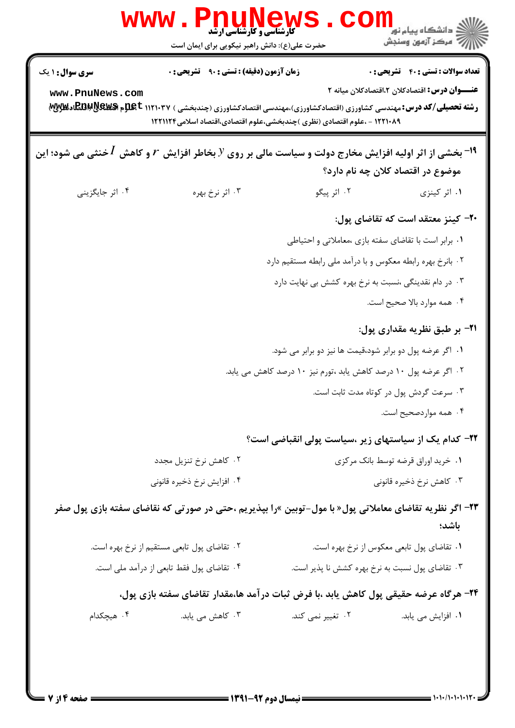**سری سوال:** ۱ یک

**زمان آزمون (دقیقه) : تستی :** ۹۰ **تشریحی :** ۰

**تعداد سوالات : تستی :** ۴۰ **تشریحی :** ۰

**عنـــوان درس:** اقتصادکلان ۲،اقتصادکلان میانه ۲

**رشته تحصیلی/کد درس:** مهندسی کشاورزی (اقتصادکشاورزی)،مهندسی اقتصادکشاورزی (چندبخشی ) ۱۱۲۱۰۳۷ - ،علوم اقتصادی (اقتصادنظری) ۱۲۲۱۰۸۹ - ،علوم اقتصادی (نظری )چندبخشی،علوم اقتصادی،اقتصاد اسلامی۱۲۲۱۱۲۴

۱۹- بخشی از اثر اولیه افزایش مخارج دولت و سیاست مالی بر روی $y$ بخاطر افزایش $r$ و کاهش $I$ خنثی می شود؛ این موضوع در اقتصاد کلان چه نام دارد؟

۱. اثر کینزی
۲. اثر پیگو
۳. اثر نرخ بهره
۴. اثر جایگزینی

۲۰- کینز معتقد است که تقاضای پول:

۱. برابر است با تقاضای سفته بازی ،معاملاتی و احتیاطی
۲. بانرخ بهره رابطه معکوس و با درآمد ملی رابطه مستقیم دارد
۳. در دام نقدینگی ،نسبت به نرخ بهره کشش بی نهایت دارد
۴. همه موارد بالا صحیح است.

۲۱- بر طبق نظریه مقداری پول:

۱. اگر عرضه پول دو برابر شود،قیمت ها نیز دو برابر می شود.
۲. اگر عرضه پول ۱۰ درصد کاهش یابد ،تورم نیز ۱۰ درصد کاهش می یابد.
۳. سرعت گردش پول در کوتاه مدت ثابت است.
۴. همه مواردصحیح است.

۲۲- کدام یک از سیاستهای زیر ،سیاست پولی انقباضی است؟

۱. خرید اوراق قرضه توسط بانک مرکزی
۲. کاهش نرخ تنزیل مجدد
۳. کاهش نرخ ذخیره قانونی
۴. افزایش نرخ ذخیره قانونی

۲۳- اگر نظریه تقاضای معاملاتی پول« با مول-توبین »را بپذیریم ،حتی در صورتی که تقاضای سفته بازی پول صفر باشد؛

۱. تقاضای پول تابعی معکوس از نرخ بهره است.
۲. تقاضای پول تابعی مستقیم از نرخ بهره است.
۳. تقاضای پول نسبت به نرخ بهره کشش نا پذیر است.
۴. تقاضای پول فقط تابعی از درآمد ملی است.

۲۴- هرگاه عرضه حقیقی پول کاهش یابد ،با فرض ثبات درآمد ها،مقدار تقاضای سفته بازی پول،

۱. افزایش می یابد.
۲. تغییر نمی کند.
۳. کاهش می یابد.
۴. هیچکدام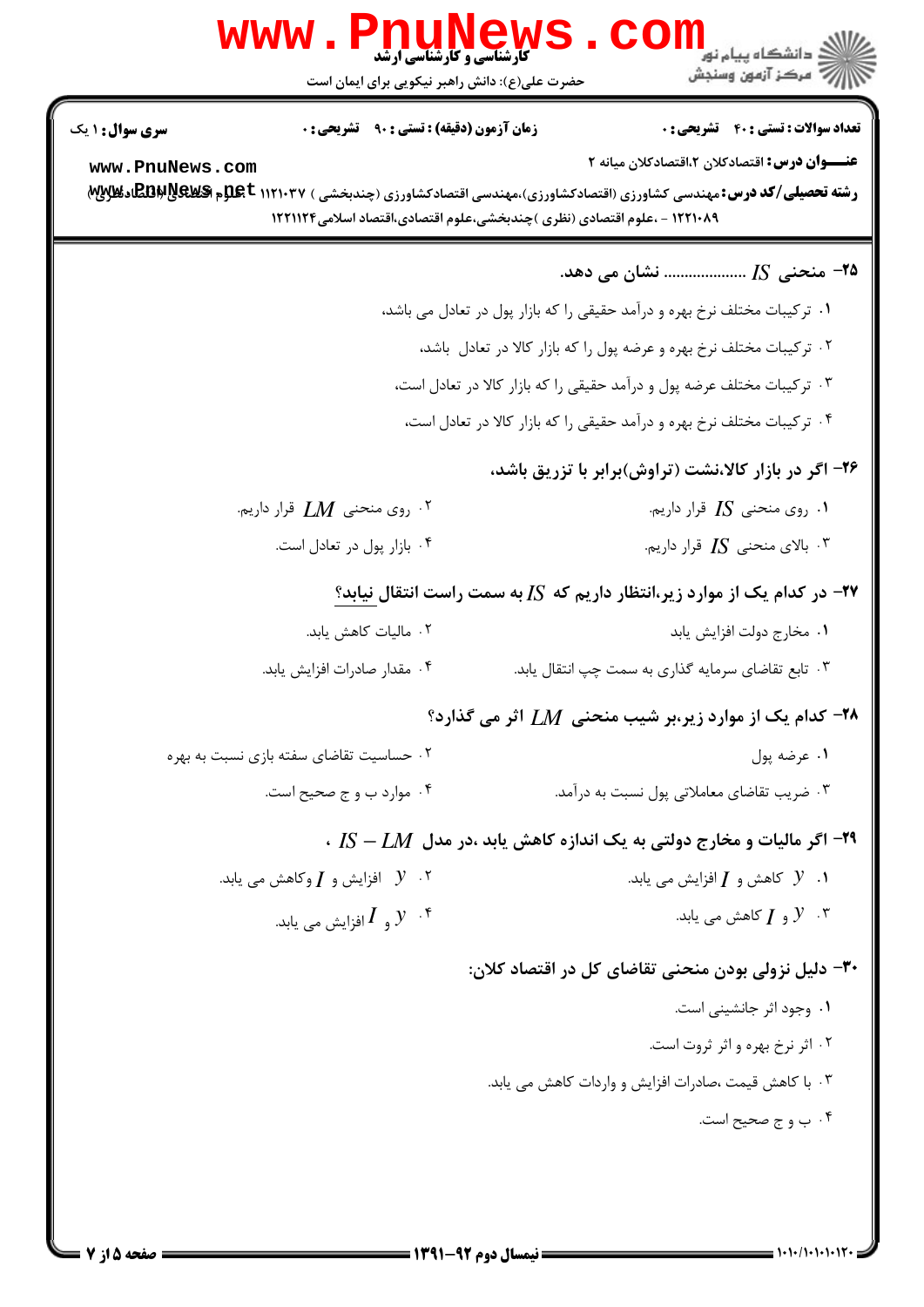**۲۵-** منحنی $IS$ ................... نشان می دهد.

۱. ترکیبات مختلف نرخ بهره و درآمد حقیقی را که بازار پول در تعادل می باشد،

۲. ترکیبات مختلف نرخ بهره و عرضه پول را که بازار کالا در تعادل باشد،

۳. ترکیبات مختلف عرضه پول و درآمد حقیقی را که بازار کالا در تعادل است،

۴. ترکیبات مختلف نرخ بهره و درآمد حقیقی را که بازار کالا در تعادل است،

**۲۶-** اگر در بازار کالا،نشت (تراوش)برابر با تزریق باشد،

۱. روی منحنی $IS$ قرار داریم.

۲. روی منحنی $LM$ قرار داریم.

۳. بالای منحنی $IS$ قرار داریم.

۴. بازار پول در تعادل است.

**۲۷-** در کدام یک از موارد زیر،انتظار داریم که $IS$ به سمت راست انتقال نیابد؟

۱. مخارج دولت افزایش یابد

۲. مالیات کاهش یابد.

۳. تابع تقاضای سرمایه گذاری به سمت چپ انتقال یابد.

۴. مقدار صادرات افزایش یابد.

**۲۸-** کدام یک از موارد زیر،بر شیب منحنی $LM$ اثر می گذارد؟

۱. عرضه پول

۲. حساسیت تقاضای سفته بازی نسبت به بهره

۳. ضریب تقاضای معاملاتی پول نسبت به درآمد.

۴. موارد ب و ج صحیح است.

**۲۹-** اگر مالیات و مخارج دولتی به یک اندازه کاهش یابد ،در مدل $IS-LM$ ،

۱. $y$ کاهش و $I$ افزایش می یابد.

۲. $y$ افزایش و $I$ وکاهش می یابد.

۳. $y$ و $I$ کاهش می یابد.

۴. $y$ و $I$ افزایش می یابد.

**۳۰-** دلیل نزولی بودن منحنی تقاضای کل در اقتصاد کلان:

۱. وجود اثر جانشینی است.

۲. اثر نرخ بهره و اثر ثروت است.

۳. با کاهش قیمت ،صادرات افزایش و واردات کاهش می یابد.

۴. ب و ج صحیح است.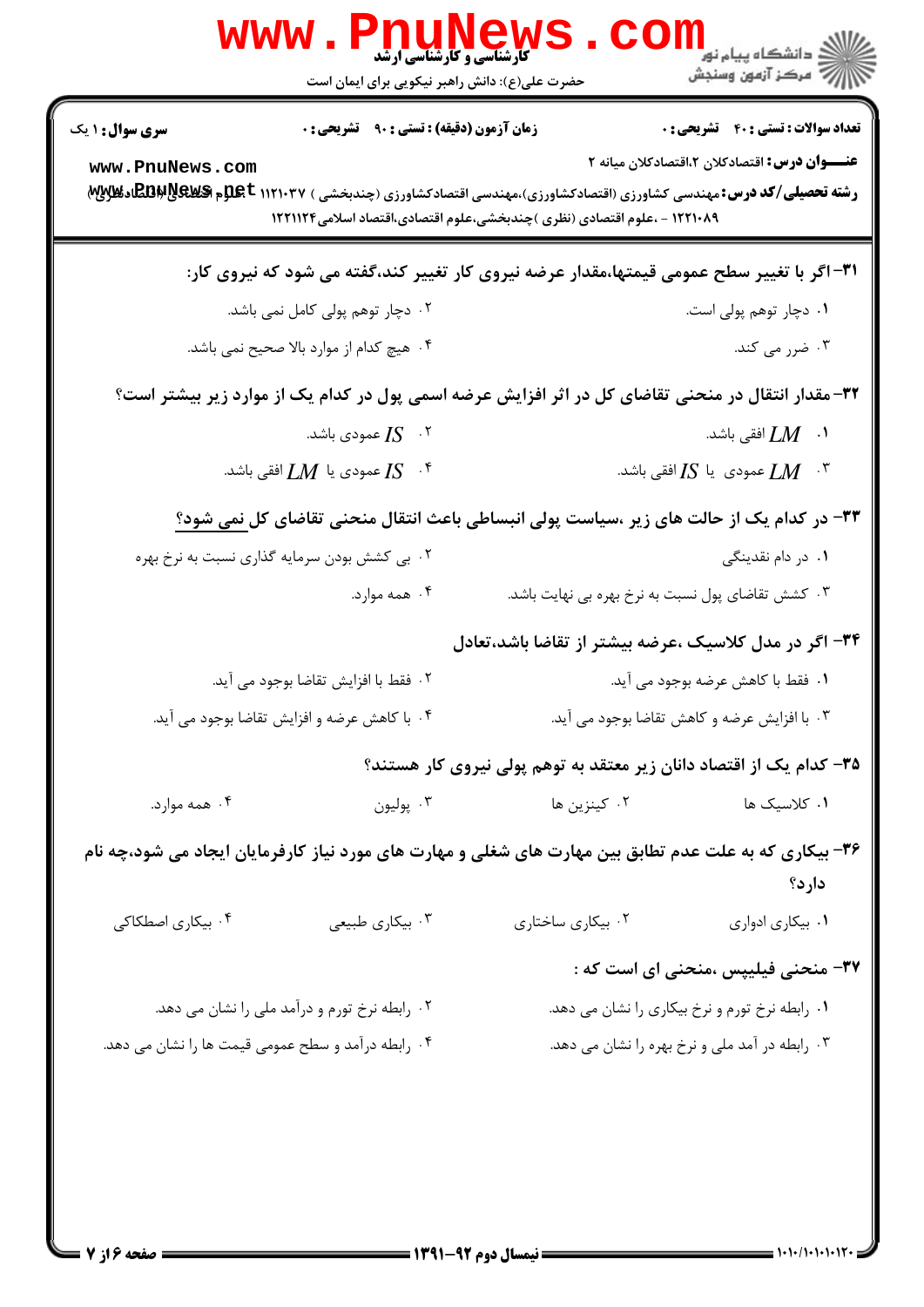**سری سوال:** ۱ یک | **زمان آزمون (دقیقه) : تستی :** ۹۰ **تشریحی :** ۰ | **تعداد سوالات : تستی :** ۴۰ **تشریحی :** ۰

**عنـــوان درس:** اقتصادکلان ۲،اقتصادکلان میانه ۲

**رشته تحصیلی/کد درس:** مهندسی کشاورزی (اقتصادکشاورزی)،مهندسی اقتصادکشاورزی (چندبخشی ) ۱۱۲۱۰۳۷ - ،علوم اقتصادی (نظری)، ۱۲۲۱۰۸۹ - ،علوم اقتصادی (نظری )چندبخشی،علوم اقتصادی،اقتصاد اسلامی ۱۲۲۱۱۲۴

**۳۱-** اگر با تغییر سطح عمومی قیمتها،مقدار عرضه نیروی کار تغییر کند،گفته می شود که نیروی کار:

۱. دچار توهم پولی است.

۲. دچار توهم پولی کامل نمی باشد.

۳. ضرر می کند.

۴. هیچ کدام از موارد بالا صحیح نمی باشد.

**۳۲-** مقدار انتقال در منحنی تقاضای کل در اثر افزایش عرضه اسمی پول در کدام یک از موارد زیر بیشتر است؟

۱. $LM$ افقی باشد.

۲. $IS$ عمودی باشد.

۳. $LM$ عمودی یا $IS$ افقی باشد.

۴. $IS$ عمودی یا $LM$ افقی باشد.

**۳۳-** در کدام یک از حالت های زیر ،سیاست پولی انبساطی باعث انتقال منحنی تقاضای کل نمی شود؟

۱. در دام نقدینگی

۲. بی کشش بودن سرمایه گذاری نسبت به نرخ بهره

۳. کشش تقاضای پول نسبت به نرخ بهره بی نهایت باشد.

۴. همه موارد.

**۳۴-** اگر در مدل کلاسیک ،عرضه بیشتر از تقاضا باشد،تعادل

۱. فقط با کاهش عرضه بوجود می آید.

۲. فقط با افزایش تقاضا بوجود می آید.

۳. با افزایش عرضه و کاهش تقاضا بوجود می آید.

۴. با کاهش عرضه و افزایش تقاضا بوجود می آید.

**۳۵-** کدام یک از اقتصاد دانان زیر معتقد به توهم پولی نیروی کار هستند؟

۱. کلاسیک ها

۲. کینزین ها

۳. پولیون

۴. همه موارد.

**۳۶-** بیکاری که به علت عدم تطابق بین مهارت های شغلی و مهارت های مورد نیاز کارفرمایان ایجاد می شود،چه نام دارد؟

۱. بیکاری ادواری

۲. بیکاری ساختاری

۳. بیکاری طبیعی

۴. بیکاری اصطکاکی

**۳۷-** منحنی فیلیپس ،منحنی ای است که :

۱. رابطه نرخ تورم و نرخ بیکاری را نشان می دهد.

۲. رابطه نرخ تورم و درآمد ملی را نشان می دهد.

۳. رابطه در آمد ملی و نرخ بهره را نشان می دهد.

۴. رابطه درآمد و سطح عمومی قیمت ها را نشان می دهد.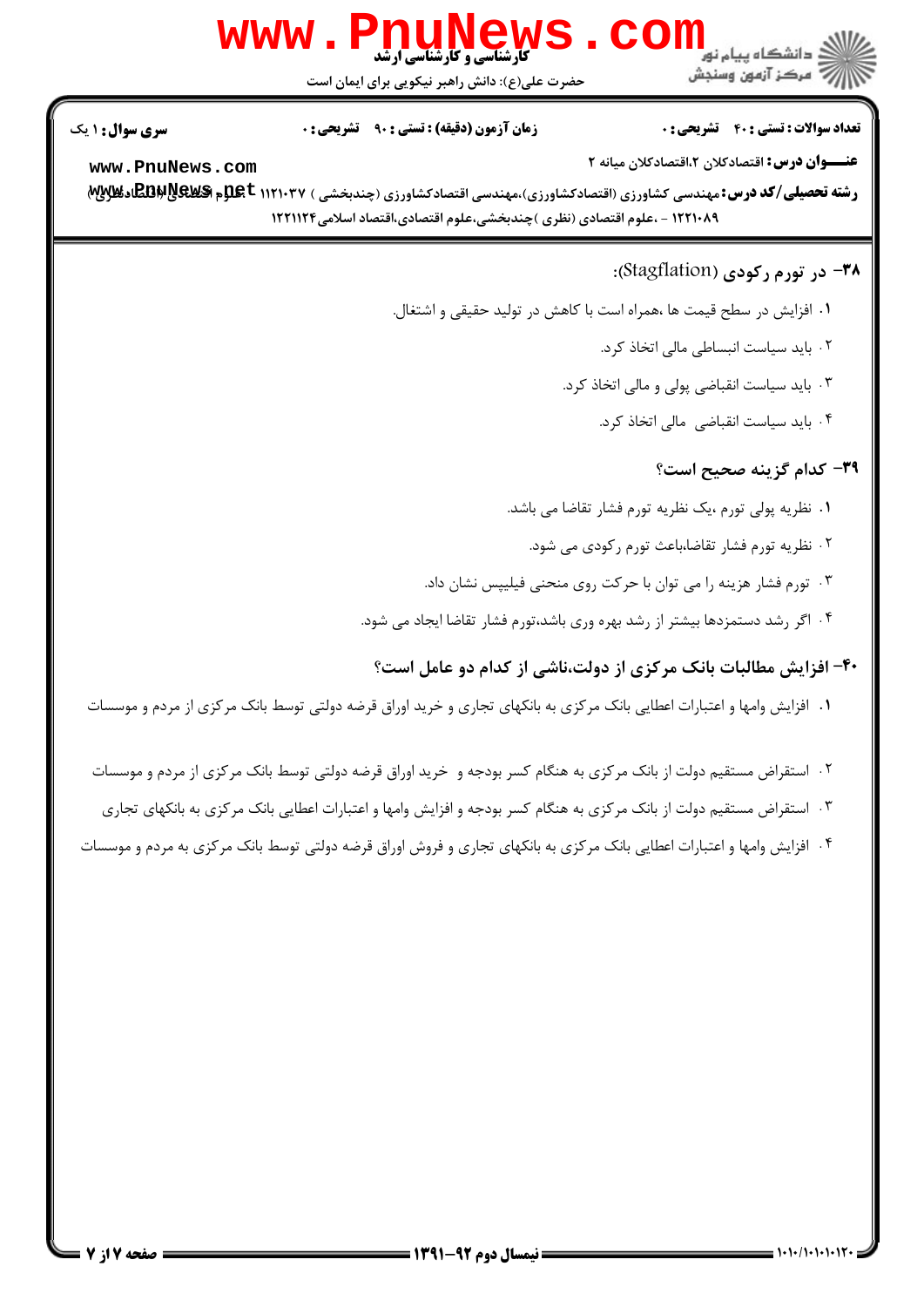۳۸- در تورم رکودی (Stagflation):

۱. افزایش در سطح قیمت ها ،همراه است با کاهش در تولید حقیقی و اشتغال.

۲. باید سیاست انبساطی مالی اتخاذ کرد.

۳. باید سیاست انقباضی پولی و مالی اتخاذ کرد.

۴. باید سیاست انقباضی مالی اتخاذ کرد.

۳۹- کدام گزینه صحیح است؟

۱. نظریه پولی تورم ،یک نظریه تورم فشار تقاضا می باشد.

۲. نظریه تورم فشار تقاضا،باعث تورم رکودی می شود.

۳. تورم فشار هزینه را می توان با حرکت روی منحنی فیلیپس نشان داد.

۴. اگر رشد دستمزدها بیشتر از رشد بهره وری باشد،تورم فشار تقاضا ایجاد می شود.

۴۰- افزایش مطالبات بانک مرکزی از دولت،ناشی از کدام دو عامل است؟

۱. افزایش وامها و اعتبارات اعطایی بانک مرکزی به بانکهای تجاری و خرید اوراق قرضه دولتی توسط بانک مرکزی از مردم و موسسات

۲. استقراض مستقیم دولت از بانک مرکزی به هنگام کسر بودجه و خرید اوراق قرضه دولتی توسط بانک مرکزی از مردم و موسسات

۳. استقراض مستقیم دولت از بانک مرکزی به هنگام کسر بودجه و افزایش وامها و اعتبارات اعطایی بانک مرکزی به بانکهای تجاری

۴. افزایش وامها و اعتبارات اعطایی بانک مرکزی به بانکهای تجاری و فروش اوراق قرضه دولتی توسط بانک مرکزی به مردم و موسسات